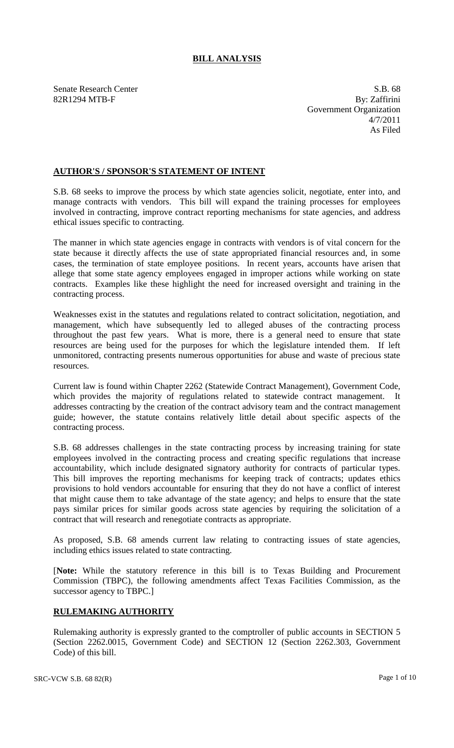# BILL ANALYSIS

Senate Research Center
82R1294 MTB-F

S.B. 68
By: Zaffirini
Government Organization
4/7/2011
As Filed

## AUTHOR'S / SPONSOR'S STATEMENT OF INTENT

S.B. 68 seeks to improve the process by which state agencies solicit, negotiate, enter into, and manage contracts with vendors. This bill will expand the training processes for employees involved in contracting, improve contract reporting mechanisms for state agencies, and address ethical issues specific to contracting.

The manner in which state agencies engage in contracts with vendors is of vital concern for the state because it directly affects the use of state appropriated financial resources and, in some cases, the termination of state employee positions. In recent years, accounts have arisen that allege that some state agency employees engaged in improper actions while working on state contracts. Examples like these highlight the need for increased oversight and training in the contracting process.

Weaknesses exist in the statutes and regulations related to contract solicitation, negotiation, and management, which have subsequently led to alleged abuses of the contracting process throughout the past few years. What is more, there is a general need to ensure that state resources are being used for the purposes for which the legislature intended them. If left unmonitored, contracting presents numerous opportunities for abuse and waste of precious state resources.

Current law is found within Chapter 2262 (Statewide Contract Management), Government Code, which provides the majority of regulations related to statewide contract management. It addresses contracting by the creation of the contract advisory team and the contract management guide; however, the statute contains relatively little detail about specific aspects of the contracting process.

S.B. 68 addresses challenges in the state contracting process by increasing training for state employees involved in the contracting process and creating specific regulations that increase accountability, which include designated signatory authority for contracts of particular types. This bill improves the reporting mechanisms for keeping track of contracts; updates ethics provisions to hold vendors accountable for ensuring that they do not have a conflict of interest that might cause them to take advantage of the state agency; and helps to ensure that the state pays similar prices for similar goods across state agencies by requiring the solicitation of a contract that will research and renegotiate contracts as appropriate.

As proposed, S.B. 68 amends current law relating to contracting issues of state agencies, including ethics issues related to state contracting.

[**Note:** While the statutory reference in this bill is to Texas Building and Procurement Commission (TBPC), the following amendments affect Texas Facilities Commission, as the successor agency to TBPC.]

## RULEMAKING AUTHORITY

Rulemaking authority is expressly granted to the comptroller of public accounts in SECTION 5 (Section 2262.0015, Government Code) and SECTION 12 (Section 2262.303, Government Code) of this bill.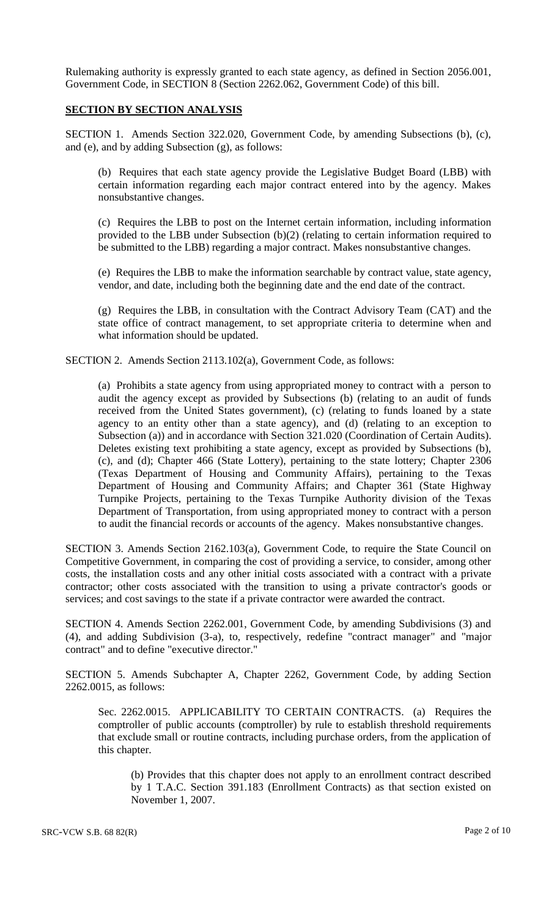Rulemaking authority is expressly granted to each state agency, as defined in Section 2056.001, Government Code, in SECTION 8 (Section 2262.062, Government Code) of this bill.

**SECTION BY SECTION ANALYSIS**

SECTION 1. Amends Section 322.020, Government Code, by amending Subsections (b), (c), and (e), and by adding Subsection (g), as follows:

> (b) Requires that each state agency provide the Legislative Budget Board (LBB) with certain information regarding each major contract entered into by the agency. Makes nonsubstantive changes.
>
> (c) Requires the LBB to post on the Internet certain information, including information provided to the LBB under Subsection (b)(2) (relating to certain information required to be submitted to the LBB) regarding a major contract. Makes nonsubstantive changes.
>
> (e) Requires the LBB to make the information searchable by contract value, state agency, vendor, and date, including both the beginning date and the end date of the contract.
>
> (g) Requires the LBB, in consultation with the Contract Advisory Team (CAT) and the state office of contract management, to set appropriate criteria to determine when and what information should be updated.

SECTION 2. Amends Section 2113.102(a), Government Code, as follows:

> (a) Prohibits a state agency from using appropriated money to contract with a person to audit the agency except as provided by Subsections (b) (relating to an audit of funds received from the United States government), (c) (relating to funds loaned by a state agency to an entity other than a state agency), and (d) (relating to an exception to Subsection (a)) and in accordance with Section 321.020 (Coordination of Certain Audits). Deletes existing text prohibiting a state agency, except as provided by Subsections (b), (c), and (d); Chapter 466 (State Lottery), pertaining to the state lottery; Chapter 2306 (Texas Department of Housing and Community Affairs), pertaining to the Texas Department of Housing and Community Affairs; and Chapter 361 (State Highway Turnpike Projects, pertaining to the Texas Turnpike Authority division of the Texas Department of Transportation, from using appropriated money to contract with a person to audit the financial records or accounts of the agency. Makes nonsubstantive changes.

SECTION 3. Amends Section 2162.103(a), Government Code, to require the State Council on Competitive Government, in comparing the cost of providing a service, to consider, among other costs, the installation costs and any other initial costs associated with a contract with a private contractor; other costs associated with the transition to using a private contractor's goods or services; and cost savings to the state if a private contractor were awarded the contract.

SECTION 4. Amends Section 2262.001, Government Code, by amending Subdivisions (3) and (4), and adding Subdivision (3-a), to, respectively, redefine "contract manager" and "major contract" and to define "executive director."

SECTION 5. Amends Subchapter A, Chapter 2262, Government Code, by adding Section 2262.0015, as follows:

> Sec. 2262.0015. APPLICABILITY TO CERTAIN CONTRACTS. (a) Requires the comptroller of public accounts (comptroller) by rule to establish threshold requirements that exclude small or routine contracts, including purchase orders, from the application of this chapter.
>
> > (b) Provides that this chapter does not apply to an enrollment contract described by 1 T.A.C. Section 391.183 (Enrollment Contracts) as that section existed on November 1, 2007.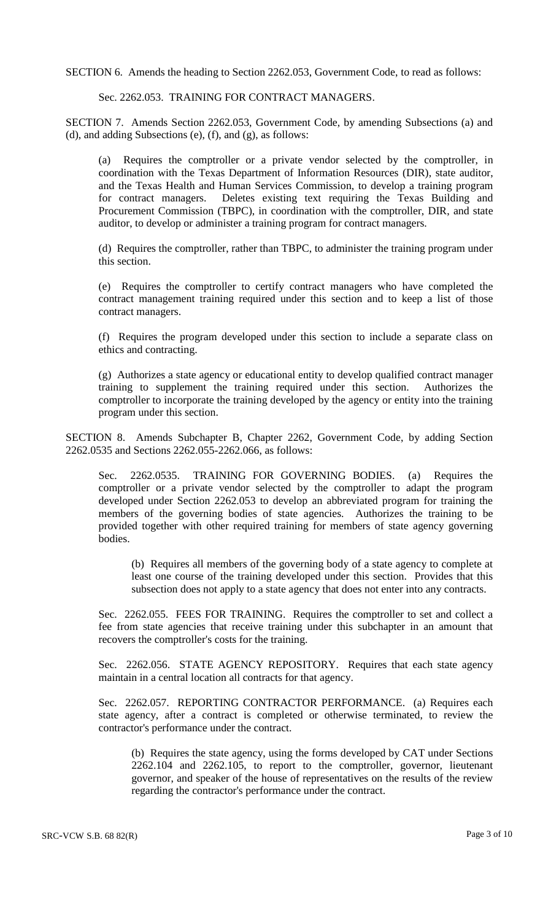SECTION 6. Amends the heading to Section 2262.053, Government Code, to read as follows:

Sec. 2262.053. TRAINING FOR CONTRACT MANAGERS.

SECTION 7. Amends Section 2262.053, Government Code, by amending Subsections (a) and (d), and adding Subsections (e), (f), and (g), as follows:

(a) Requires the comptroller or a private vendor selected by the comptroller, in coordination with the Texas Department of Information Resources (DIR), state auditor, and the Texas Health and Human Services Commission, to develop a training program for contract managers. Deletes existing text requiring the Texas Building and Procurement Commission (TBPC), in coordination with the comptroller, DIR, and state auditor, to develop or administer a training program for contract managers.

(d) Requires the comptroller, rather than TBPC, to administer the training program under this section.

(e) Requires the comptroller to certify contract managers who have completed the contract management training required under this section and to keep a list of those contract managers.

(f) Requires the program developed under this section to include a separate class on ethics and contracting.

(g) Authorizes a state agency or educational entity to develop qualified contract manager training to supplement the training required under this section. Authorizes the comptroller to incorporate the training developed by the agency or entity into the training program under this section.

SECTION 8. Amends Subchapter B, Chapter 2262, Government Code, by adding Section 2262.0535 and Sections 2262.055-2262.066, as follows:

Sec. 2262.0535. TRAINING FOR GOVERNING BODIES. (a) Requires the comptroller or a private vendor selected by the comptroller to adapt the program developed under Section 2262.053 to develop an abbreviated program for training the members of the governing bodies of state agencies. Authorizes the training to be provided together with other required training for members of state agency governing bodies.

(b) Requires all members of the governing body of a state agency to complete at least one course of the training developed under this section. Provides that this subsection does not apply to a state agency that does not enter into any contracts.

Sec. 2262.055. FEES FOR TRAINING. Requires the comptroller to set and collect a fee from state agencies that receive training under this subchapter in an amount that recovers the comptroller's costs for the training.

Sec. 2262.056. STATE AGENCY REPOSITORY. Requires that each state agency maintain in a central location all contracts for that agency.

Sec. 2262.057. REPORTING CONTRACTOR PERFORMANCE. (a) Requires each state agency, after a contract is completed or otherwise terminated, to review the contractor's performance under the contract.

(b) Requires the state agency, using the forms developed by CAT under Sections 2262.104 and 2262.105, to report to the comptroller, governor, lieutenant governor, and speaker of the house of representatives on the results of the review regarding the contractor's performance under the contract.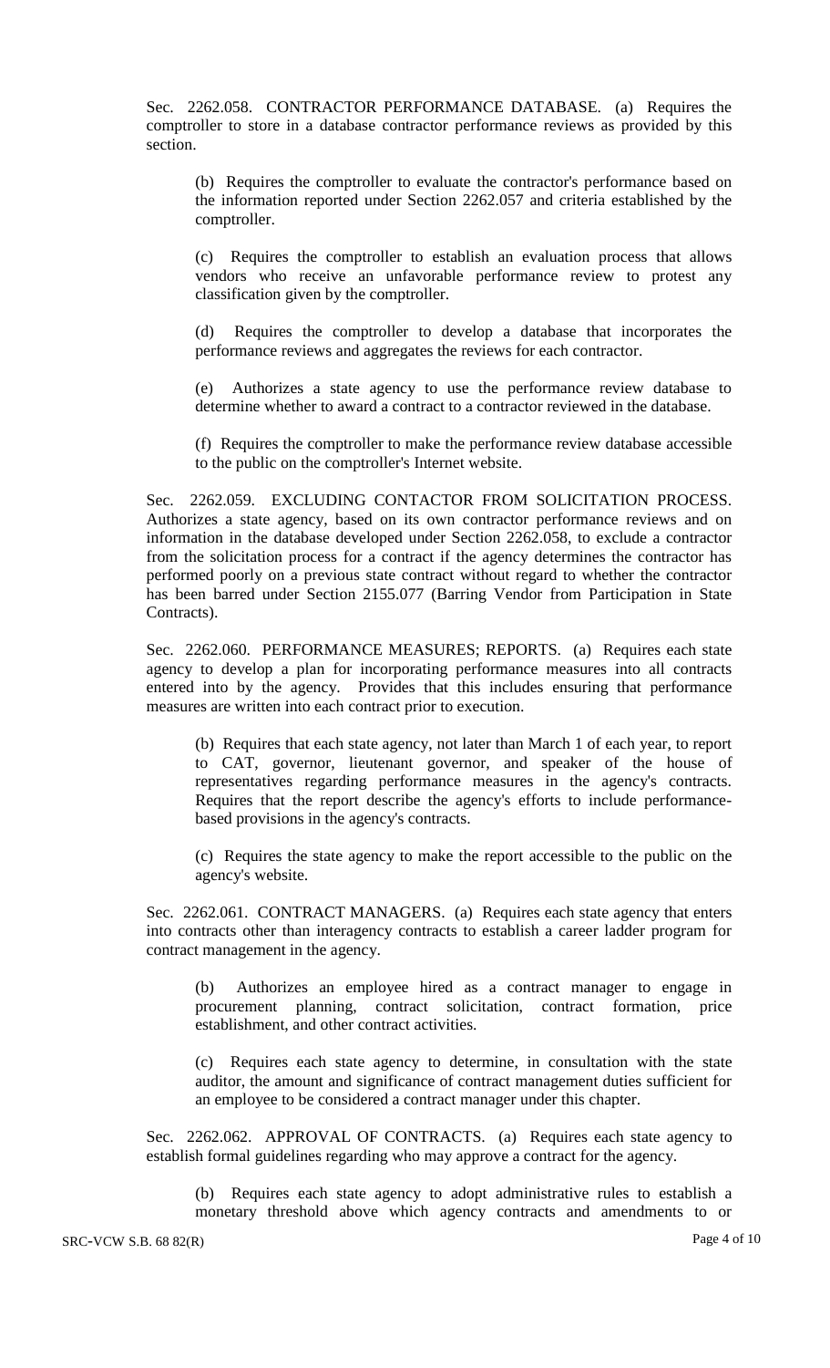Sec. 2262.058. CONTRACTOR PERFORMANCE DATABASE. (a) Requires the comptroller to store in a database contractor performance reviews as provided by this section.

(b) Requires the comptroller to evaluate the contractor's performance based on the information reported under Section 2262.057 and criteria established by the comptroller.

(c) Requires the comptroller to establish an evaluation process that allows vendors who receive an unfavorable performance review to protest any classification given by the comptroller.

(d) Requires the comptroller to develop a database that incorporates the performance reviews and aggregates the reviews for each contractor.

(e) Authorizes a state agency to use the performance review database to determine whether to award a contract to a contractor reviewed in the database.

(f) Requires the comptroller to make the performance review database accessible to the public on the comptroller's Internet website.

Sec. 2262.059. EXCLUDING CONTACTOR FROM SOLICITATION PROCESS. Authorizes a state agency, based on its own contractor performance reviews and on information in the database developed under Section 2262.058, to exclude a contractor from the solicitation process for a contract if the agency determines the contractor has performed poorly on a previous state contract without regard to whether the contractor has been barred under Section 2155.077 (Barring Vendor from Participation in State Contracts).

Sec. 2262.060. PERFORMANCE MEASURES; REPORTS. (a) Requires each state agency to develop a plan for incorporating performance measures into all contracts entered into by the agency. Provides that this includes ensuring that performance measures are written into each contract prior to execution.

(b) Requires that each state agency, not later than March 1 of each year, to report to CAT, governor, lieutenant governor, and speaker of the house of representatives regarding performance measures in the agency's contracts. Requires that the report describe the agency's efforts to include performance-based provisions in the agency's contracts.

(c) Requires the state agency to make the report accessible to the public on the agency's website.

Sec. 2262.061. CONTRACT MANAGERS. (a) Requires each state agency that enters into contracts other than interagency contracts to establish a career ladder program for contract management in the agency.

(b) Authorizes an employee hired as a contract manager to engage in procurement planning, contract solicitation, contract formation, price establishment, and other contract activities.

(c) Requires each state agency to determine, in consultation with the state auditor, the amount and significance of contract management duties sufficient for an employee to be considered a contract manager under this chapter.

Sec. 2262.062. APPROVAL OF CONTRACTS. (a) Requires each state agency to establish formal guidelines regarding who may approve a contract for the agency.

(b) Requires each state agency to adopt administrative rules to establish a monetary threshold above which agency contracts and amendments to or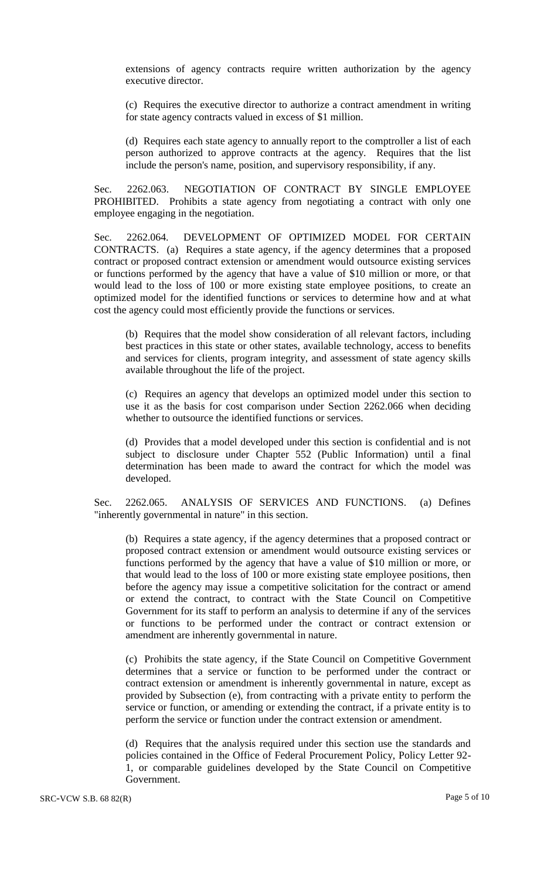extensions of agency contracts require written authorization by the agency executive director.

(c) Requires the executive director to authorize a contract amendment in writing for state agency contracts valued in excess of $1 million.

(d) Requires each state agency to annually report to the comptroller a list of each person authorized to approve contracts at the agency. Requires that the list include the person's name, position, and supervisory responsibility, if any.

Sec. 2262.063. NEGOTIATION OF CONTRACT BY SINGLE EMPLOYEE PROHIBITED. Prohibits a state agency from negotiating a contract with only one employee engaging in the negotiation.

Sec. 2262.064. DEVELOPMENT OF OPTIMIZED MODEL FOR CERTAIN CONTRACTS. (a) Requires a state agency, if the agency determines that a proposed contract or proposed contract extension or amendment would outsource existing services or functions performed by the agency that have a value of $10 million or more, or that would lead to the loss of 100 or more existing state employee positions, to create an optimized model for the identified functions or services to determine how and at what cost the agency could most efficiently provide the functions or services.

(b) Requires that the model show consideration of all relevant factors, including best practices in this state or other states, available technology, access to benefits and services for clients, program integrity, and assessment of state agency skills available throughout the life of the project.

(c) Requires an agency that develops an optimized model under this section to use it as the basis for cost comparison under Section 2262.066 when deciding whether to outsource the identified functions or services.

(d) Provides that a model developed under this section is confidential and is not subject to disclosure under Chapter 552 (Public Information) until a final determination has been made to award the contract for which the model was developed.

Sec. 2262.065. ANALYSIS OF SERVICES AND FUNCTIONS. (a) Defines "inherently governmental in nature" in this section.

(b) Requires a state agency, if the agency determines that a proposed contract or proposed contract extension or amendment would outsource existing services or functions performed by the agency that have a value of $10 million or more, or that would lead to the loss of 100 or more existing state employee positions, then before the agency may issue a competitive solicitation for the contract or amend or extend the contract, to contract with the State Council on Competitive Government for its staff to perform an analysis to determine if any of the services or functions to be performed under the contract or contract extension or amendment are inherently governmental in nature.

(c) Prohibits the state agency, if the State Council on Competitive Government determines that a service or function to be performed under the contract or contract extension or amendment is inherently governmental in nature, except as provided by Subsection (e), from contracting with a private entity to perform the service or function, or amending or extending the contract, if a private entity is to perform the service or function under the contract extension or amendment.

(d) Requires that the analysis required under this section use the standards and policies contained in the Office of Federal Procurement Policy, Policy Letter 92-1, or comparable guidelines developed by the State Council on Competitive Government.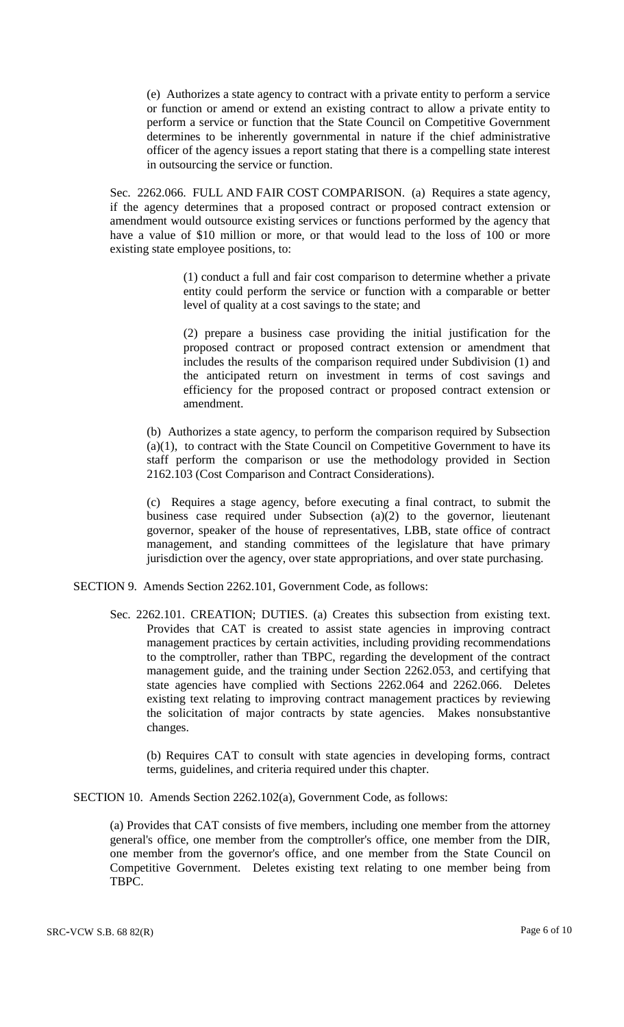(e) Authorizes a state agency to contract with a private entity to perform a service or function or amend or extend an existing contract to allow a private entity to perform a service or function that the State Council on Competitive Government determines to be inherently governmental in nature if the chief administrative officer of the agency issues a report stating that there is a compelling state interest in outsourcing the service or function.

Sec. 2262.066. FULL AND FAIR COST COMPARISON. (a) Requires a state agency, if the agency determines that a proposed contract or proposed contract extension or amendment would outsource existing services or functions performed by the agency that have a value of $10 million or more, or that would lead to the loss of 100 or more existing state employee positions, to:

(1) conduct a full and fair cost comparison to determine whether a private entity could perform the service or function with a comparable or better level of quality at a cost savings to the state; and

(2) prepare a business case providing the initial justification for the proposed contract or proposed contract extension or amendment that includes the results of the comparison required under Subdivision (1) and the anticipated return on investment in terms of cost savings and efficiency for the proposed contract or proposed contract extension or amendment.

(b) Authorizes a state agency, to perform the comparison required by Subsection (a)(1), to contract with the State Council on Competitive Government to have its staff perform the comparison or use the methodology provided in Section 2162.103 (Cost Comparison and Contract Considerations).

(c) Requires a stage agency, before executing a final contract, to submit the business case required under Subsection (a)(2) to the governor, lieutenant governor, speaker of the house of representatives, LBB, state office of contract management, and standing committees of the legislature that have primary jurisdiction over the agency, over state appropriations, and over state purchasing.

SECTION 9. Amends Section 2262.101, Government Code, as follows:

Sec. 2262.101. CREATION; DUTIES. (a) Creates this subsection from existing text. Provides that CAT is created to assist state agencies in improving contract management practices by certain activities, including providing recommendations to the comptroller, rather than TBPC, regarding the development of the contract management guide, and the training under Section 2262.053, and certifying that state agencies have complied with Sections 2262.064 and 2262.066. Deletes existing text relating to improving contract management practices by reviewing the solicitation of major contracts by state agencies. Makes nonsubstantive changes.

(b) Requires CAT to consult with state agencies in developing forms, contract terms, guidelines, and criteria required under this chapter.

SECTION 10. Amends Section 2262.102(a), Government Code, as follows:

(a) Provides that CAT consists of five members, including one member from the attorney general's office, one member from the comptroller's office, one member from the DIR, one member from the governor's office, and one member from the State Council on Competitive Government. Deletes existing text relating to one member being from TBPC.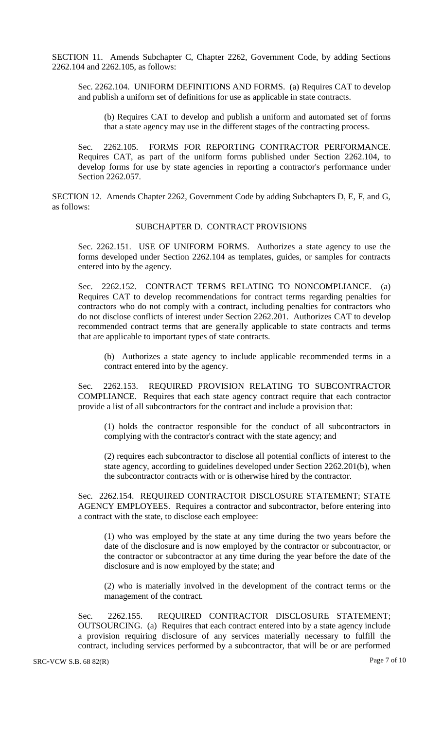SECTION 11. Amends Subchapter C, Chapter 2262, Government Code, by adding Sections 2262.104 and 2262.105, as follows:

Sec. 2262.104. UNIFORM DEFINITIONS AND FORMS. (a) Requires CAT to develop and publish a uniform set of definitions for use as applicable in state contracts.

(b) Requires CAT to develop and publish a uniform and automated set of forms that a state agency may use in the different stages of the contracting process.

Sec. 2262.105. FORMS FOR REPORTING CONTRACTOR PERFORMANCE. Requires CAT, as part of the uniform forms published under Section 2262.104, to develop forms for use by state agencies in reporting a contractor's performance under Section 2262.057.

SECTION 12. Amends Chapter 2262, Government Code by adding Subchapters D, E, F, and G, as follows:

SUBCHAPTER D. CONTRACT PROVISIONS

Sec. 2262.151. USE OF UNIFORM FORMS. Authorizes a state agency to use the forms developed under Section 2262.104 as templates, guides, or samples for contracts entered into by the agency.

Sec. 2262.152. CONTRACT TERMS RELATING TO NONCOMPLIANCE. (a) Requires CAT to develop recommendations for contract terms regarding penalties for contractors who do not comply with a contract, including penalties for contractors who do not disclose conflicts of interest under Section 2262.201. Authorizes CAT to develop recommended contract terms that are generally applicable to state contracts and terms that are applicable to important types of state contracts.

(b) Authorizes a state agency to include applicable recommended terms in a contract entered into by the agency.

Sec. 2262.153. REQUIRED PROVISION RELATING TO SUBCONTRACTOR COMPLIANCE. Requires that each state agency contract require that each contractor provide a list of all subcontractors for the contract and include a provision that:

(1) holds the contractor responsible for the conduct of all subcontractors in complying with the contractor's contract with the state agency; and

(2) requires each subcontractor to disclose all potential conflicts of interest to the state agency, according to guidelines developed under Section 2262.201(b), when the subcontractor contracts with or is otherwise hired by the contractor.

Sec. 2262.154. REQUIRED CONTRACTOR DISCLOSURE STATEMENT; STATE AGENCY EMPLOYEES. Requires a contractor and subcontractor, before entering into a contract with the state, to disclose each employee:

(1) who was employed by the state at any time during the two years before the date of the disclosure and is now employed by the contractor or subcontractor, or the contractor or subcontractor at any time during the year before the date of the disclosure and is now employed by the state; and

(2) who is materially involved in the development of the contract terms or the management of the contract.

Sec. 2262.155. REQUIRED CONTRACTOR DISCLOSURE STATEMENT; OUTSOURCING. (a) Requires that each contract entered into by a state agency include a provision requiring disclosure of any services materially necessary to fulfill the contract, including services performed by a subcontractor, that will be or are performed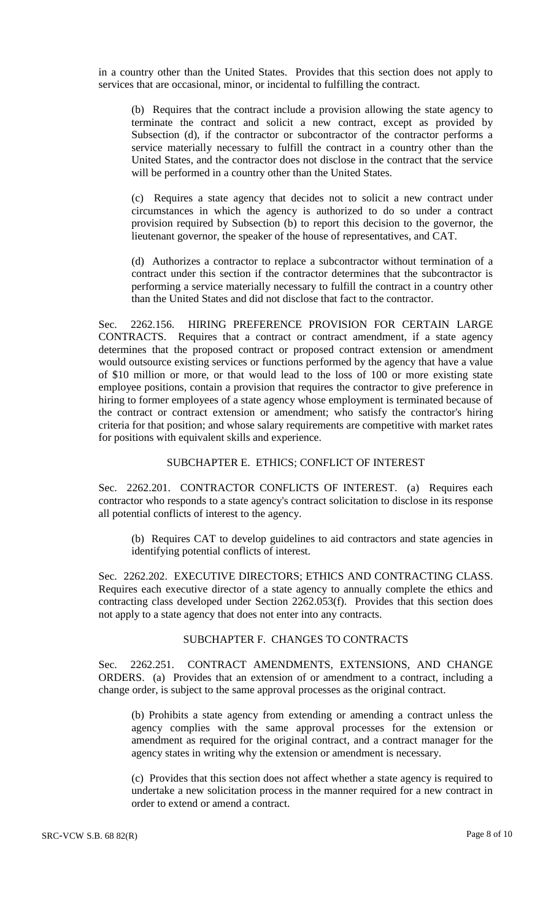in a country other than the United States. Provides that this section does not apply to services that are occasional, minor, or incidental to fulfilling the contract.

(b) Requires that the contract include a provision allowing the state agency to terminate the contract and solicit a new contract, except as provided by Subsection (d), if the contractor or subcontractor of the contractor performs a service materially necessary to fulfill the contract in a country other than the United States, and the contractor does not disclose in the contract that the service will be performed in a country other than the United States.

(c) Requires a state agency that decides not to solicit a new contract under circumstances in which the agency is authorized to do so under a contract provision required by Subsection (b) to report this decision to the governor, the lieutenant governor, the speaker of the house of representatives, and CAT.

(d) Authorizes a contractor to replace a subcontractor without termination of a contract under this section if the contractor determines that the subcontractor is performing a service materially necessary to fulfill the contract in a country other than the United States and did not disclose that fact to the contractor.

Sec. 2262.156. HIRING PREFERENCE PROVISION FOR CERTAIN LARGE CONTRACTS. Requires that a contract or contract amendment, if a state agency determines that the proposed contract or proposed contract extension or amendment would outsource existing services or functions performed by the agency that have a value of $10 million or more, or that would lead to the loss of 100 or more existing state employee positions, contain a provision that requires the contractor to give preference in hiring to former employees of a state agency whose employment is terminated because of the contract or contract extension or amendment; who satisfy the contractor's hiring criteria for that position; and whose salary requirements are competitive with market rates for positions with equivalent skills and experience.

SUBCHAPTER E. ETHICS; CONFLICT OF INTEREST

Sec. 2262.201. CONTRACTOR CONFLICTS OF INTEREST. (a) Requires each contractor who responds to a state agency's contract solicitation to disclose in its response all potential conflicts of interest to the agency.

(b) Requires CAT to develop guidelines to aid contractors and state agencies in identifying potential conflicts of interest.

Sec. 2262.202. EXECUTIVE DIRECTORS; ETHICS AND CONTRACTING CLASS. Requires each executive director of a state agency to annually complete the ethics and contracting class developed under Section 2262.053(f). Provides that this section does not apply to a state agency that does not enter into any contracts.

SUBCHAPTER F. CHANGES TO CONTRACTS

Sec. 2262.251. CONTRACT AMENDMENTS, EXTENSIONS, AND CHANGE ORDERS. (a) Provides that an extension of or amendment to a contract, including a change order, is subject to the same approval processes as the original contract.

(b) Prohibits a state agency from extending or amending a contract unless the agency complies with the same approval processes for the extension or amendment as required for the original contract, and a contract manager for the agency states in writing why the extension or amendment is necessary.

(c) Provides that this section does not affect whether a state agency is required to undertake a new solicitation process in the manner required for a new contract in order to extend or amend a contract.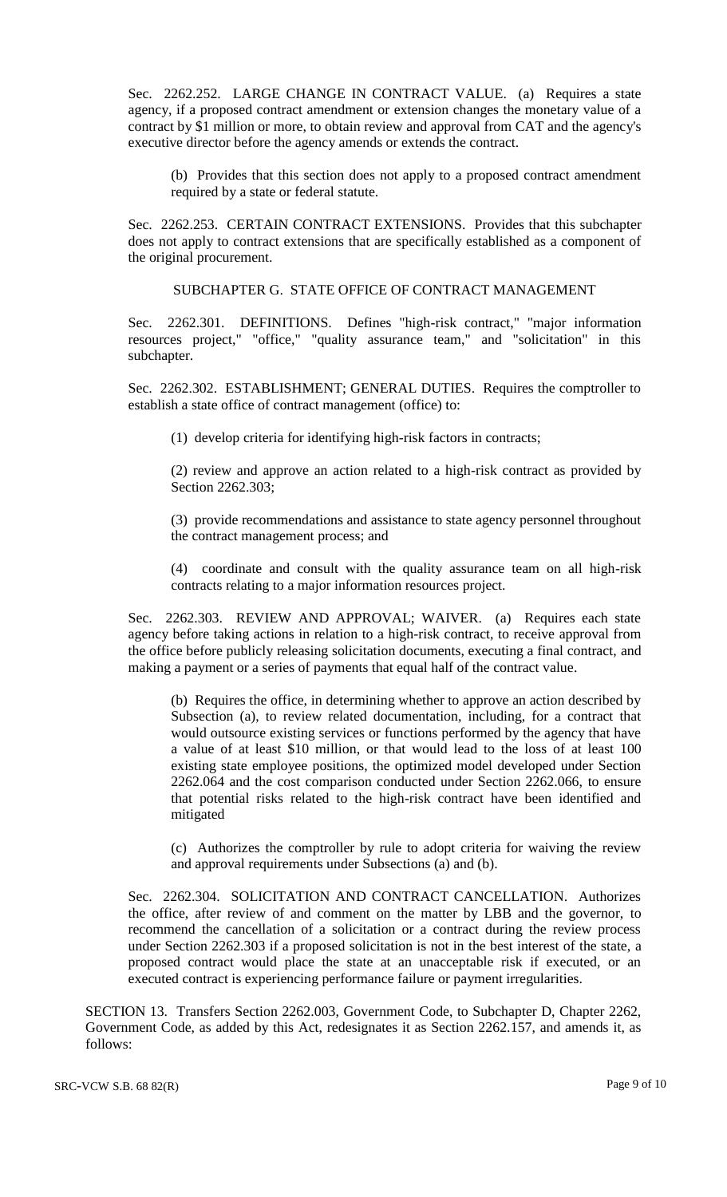Sec. 2262.252. LARGE CHANGE IN CONTRACT VALUE. (a) Requires a state agency, if a proposed contract amendment or extension changes the monetary value of a contract by $1 million or more, to obtain review and approval from CAT and the agency's executive director before the agency amends or extends the contract.

(b) Provides that this section does not apply to a proposed contract amendment required by a state or federal statute.

Sec. 2262.253. CERTAIN CONTRACT EXTENSIONS. Provides that this subchapter does not apply to contract extensions that are specifically established as a component of the original procurement.

SUBCHAPTER G. STATE OFFICE OF CONTRACT MANAGEMENT

Sec. 2262.301. DEFINITIONS. Defines "high-risk contract," "major information resources project," "office," "quality assurance team," and "solicitation" in this subchapter.

Sec. 2262.302. ESTABLISHMENT; GENERAL DUTIES. Requires the comptroller to establish a state office of contract management (office) to:

(1) develop criteria for identifying high-risk factors in contracts;

(2) review and approve an action related to a high-risk contract as provided by Section 2262.303;

(3) provide recommendations and assistance to state agency personnel throughout the contract management process; and

(4) coordinate and consult with the quality assurance team on all high-risk contracts relating to a major information resources project.

Sec. 2262.303. REVIEW AND APPROVAL; WAIVER. (a) Requires each state agency before taking actions in relation to a high-risk contract, to receive approval from the office before publicly releasing solicitation documents, executing a final contract, and making a payment or a series of payments that equal half of the contract value.

(b) Requires the office, in determining whether to approve an action described by Subsection (a), to review related documentation, including, for a contract that would outsource existing services or functions performed by the agency that have a value of at least $10 million, or that would lead to the loss of at least 100 existing state employee positions, the optimized model developed under Section 2262.064 and the cost comparison conducted under Section 2262.066, to ensure that potential risks related to the high-risk contract have been identified and mitigated

(c) Authorizes the comptroller by rule to adopt criteria for waiving the review and approval requirements under Subsections (a) and (b).

Sec. 2262.304. SOLICITATION AND CONTRACT CANCELLATION. Authorizes the office, after review of and comment on the matter by LBB and the governor, to recommend the cancellation of a solicitation or a contract during the review process under Section 2262.303 if a proposed solicitation is not in the best interest of the state, a proposed contract would place the state at an unacceptable risk if executed, or an executed contract is experiencing performance failure or payment irregularities.

SECTION 13. Transfers Section 2262.003, Government Code, to Subchapter D, Chapter 2262, Government Code, as added by this Act, redesignates it as Section 2262.157, and amends it, as follows: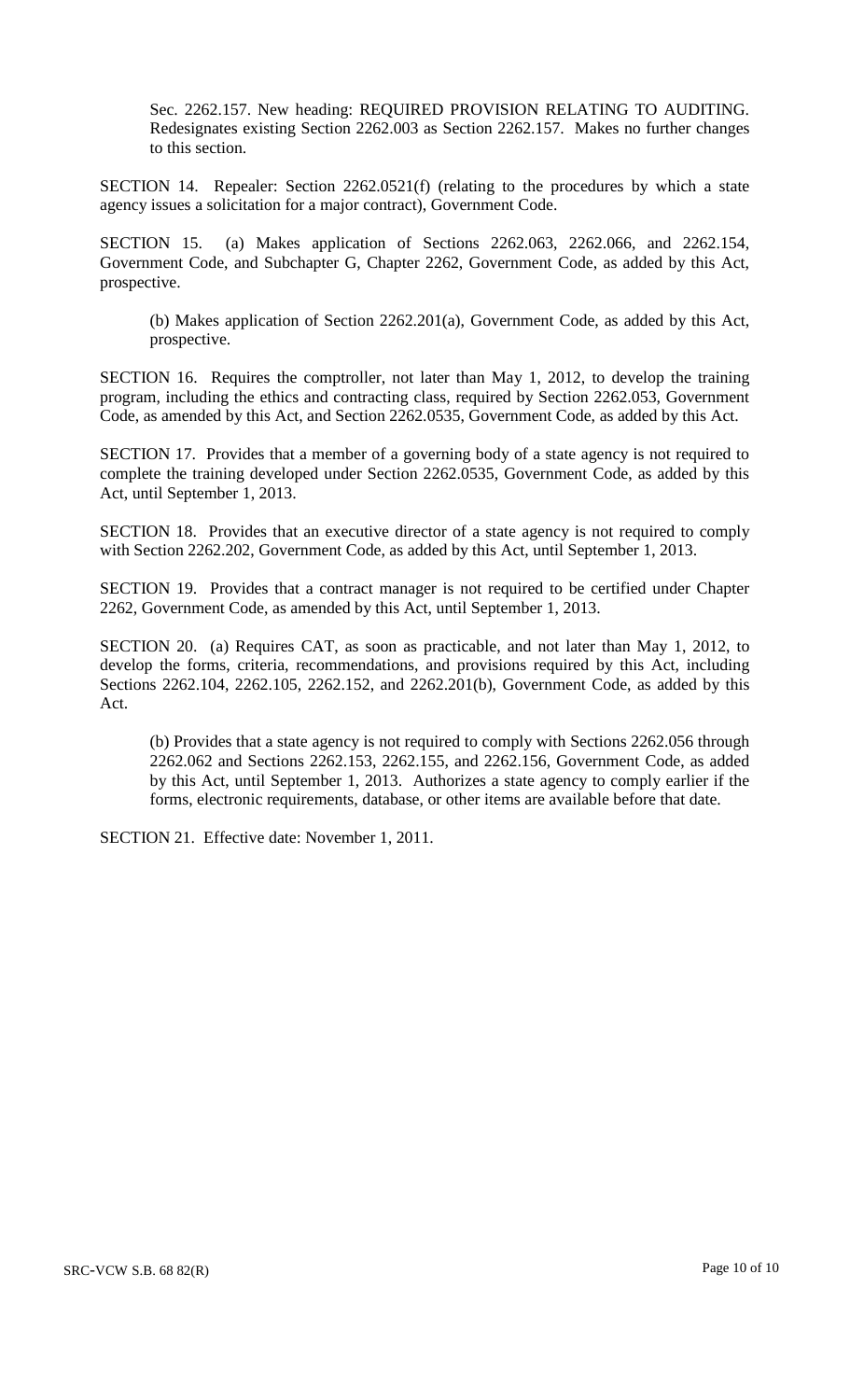Sec. 2262.157. New heading: REQUIRED PROVISION RELATING TO AUDITING. Redesignates existing Section 2262.003 as Section 2262.157. Makes no further changes to this section.

SECTION 14. Repealer: Section 2262.0521(f) (relating to the procedures by which a state agency issues a solicitation for a major contract), Government Code.

SECTION 15. (a) Makes application of Sections 2262.063, 2262.066, and 2262.154, Government Code, and Subchapter G, Chapter 2262, Government Code, as added by this Act, prospective.

(b) Makes application of Section 2262.201(a), Government Code, as added by this Act, prospective.

SECTION 16. Requires the comptroller, not later than May 1, 2012, to develop the training program, including the ethics and contracting class, required by Section 2262.053, Government Code, as amended by this Act, and Section 2262.0535, Government Code, as added by this Act.

SECTION 17. Provides that a member of a governing body of a state agency is not required to complete the training developed under Section 2262.0535, Government Code, as added by this Act, until September 1, 2013.

SECTION 18. Provides that an executive director of a state agency is not required to comply with Section 2262.202, Government Code, as added by this Act, until September 1, 2013.

SECTION 19. Provides that a contract manager is not required to be certified under Chapter 2262, Government Code, as amended by this Act, until September 1, 2013.

SECTION 20. (a) Requires CAT, as soon as practicable, and not later than May 1, 2012, to develop the forms, criteria, recommendations, and provisions required by this Act, including Sections 2262.104, 2262.105, 2262.152, and 2262.201(b), Government Code, as added by this Act.

(b) Provides that a state agency is not required to comply with Sections 2262.056 through 2262.062 and Sections 2262.153, 2262.155, and 2262.156, Government Code, as added by this Act, until September 1, 2013. Authorizes a state agency to comply earlier if the forms, electronic requirements, database, or other items are available before that date.

SECTION 21. Effective date: November 1, 2011.